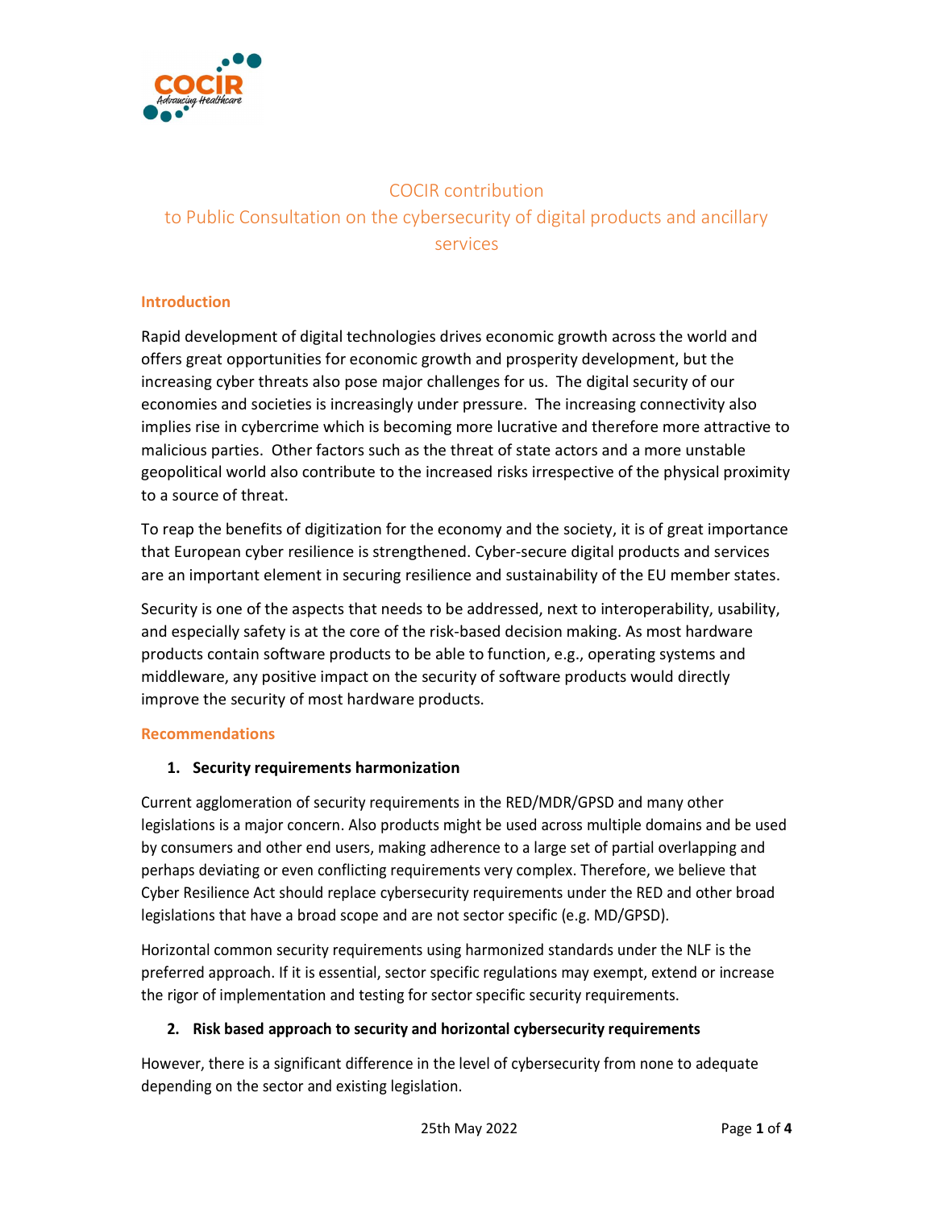# COCIR contribution to Public Consultation on the cybersecurity of digital products and ancillary services

## Introduction

Rapid development of digital technologies drives economic growth across the world and offers great opportunities for economic growth and prosperity development, but the increasing cyber threats also pose major challenges for us. The digital security of our economies and societies is increasingly under pressure. The increasing connectivity also implies rise in cybercrime which is becoming more lucrative and therefore more attractive to malicious parties. Other factors such as the threat of state actors and a more unstable geopolitical world also contribute to the increased risks irrespective of the physical proximity to a source of threat.

To reap the benefits of digitization for the economy and the society, it is of great importance that European cyber resilience is strengthened. Cyber-secure digital products and services are an important element in securing resilience and sustainability of the EU member states.

Security is one of the aspects that needs to be addressed, next to interoperability, usability, and especially safety is at the core of the risk-based decision making. As most hardware products contain software products to be able to function, e.g., operating systems and middleware, any positive impact on the security of software products would directly improve the security of most hardware products.

## Recommendations

### 1. Security requirements harmonization

Current agglomeration of security requirements in the RED/MDR/GPSD and many other legislations is a major concern. Also products might be used across multiple domains and be used by consumers and other end users, making adherence to a large set of partial overlapping and perhaps deviating or even conflicting requirements very complex. Therefore, we believe that Cyber Resilience Act should replace cybersecurity requirements under the RED and other broad legislations that have a broad scope and are not sector specific (e.g. MD/GPSD).

Horizontal common security requirements using harmonized standards under the NLF is the preferred approach. If it is essential, sector specific regulations may exempt, extend or increase the rigor of implementation and testing for sector specific security requirements.

### 2. Risk based approach to security and horizontal cybersecurity requirements

However, there is a significant difference in the level of cybersecurity from none to adequate depending on the sector and existing legislation.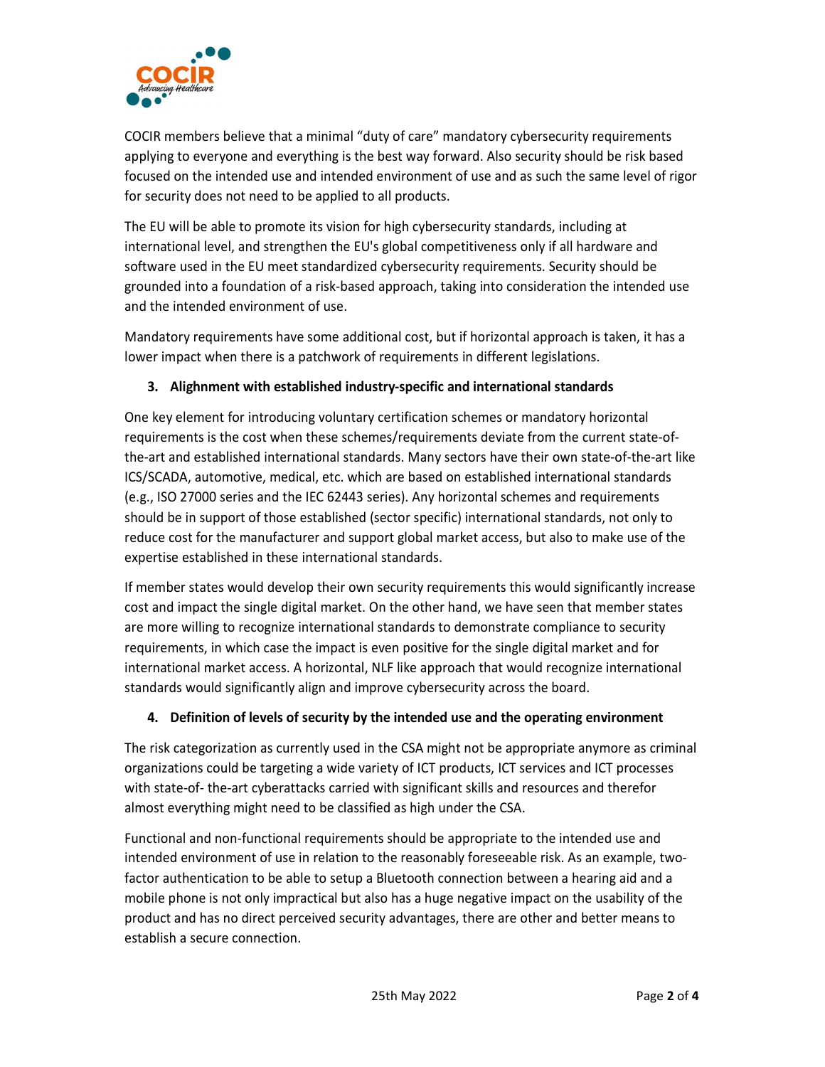COCIR members believe that a minimal "duty of care" mandatory cybersecurity requirements applying to everyone and everything is the best way forward. Also security should be risk based focused on the intended use and intended environment of use and as such the same level of rigor for security does not need to be applied to all products.

The EU will be able to promote its vision for high cybersecurity standards, including at international level, and strengthen the EU's global competitiveness only if all hardware and software used in the EU meet standardized cybersecurity requirements. Security should be grounded into a foundation of a risk-based approach, taking into consideration the intended use and the intended environment of use.

Mandatory requirements have some additional cost, but if horizontal approach is taken, it has a lower impact when there is a patchwork of requirements in different legislations.

### 3. Alighnment with established industry-specific and international standards

One key element for introducing voluntary certification schemes or mandatory horizontal requirements is the cost when these schemes/requirements deviate from the current state-of-the-art and established international standards. Many sectors have their own state-of-the-art like ICS/SCADA, automotive, medical, etc. which are based on established international standards (e.g., ISO 27000 series and the IEC 62443 series). Any horizontal schemes and requirements should be in support of those established (sector specific) international standards, not only to reduce cost for the manufacturer and support global market access, but also to make use of the expertise established in these international standards.

If member states would develop their own security requirements this would significantly increase cost and impact the single digital market. On the other hand, we have seen that member states are more willing to recognize international standards to demonstrate compliance to security requirements, in which case the impact is even positive for the single digital market and for international market access. A horizontal, NLF like approach that would recognize international standards would significantly align and improve cybersecurity across the board.

### 4. Definition of levels of security by the intended use and the operating environment

The risk categorization as currently used in the CSA might not be appropriate anymore as criminal organizations could be targeting a wide variety of ICT products, ICT services and ICT processes with state-of- the-art cyberattacks carried with significant skills and resources and therefor almost everything might need to be classified as high under the CSA.

Functional and non-functional requirements should be appropriate to the intended use and intended environment of use in relation to the reasonably foreseeable risk. As an example, two-factor authentication to be able to setup a Bluetooth connection between a hearing aid and a mobile phone is not only impractical but also has a huge negative impact on the usability of the product and has no direct perceived security advantages, there are other and better means to establish a secure connection.

25th May 2022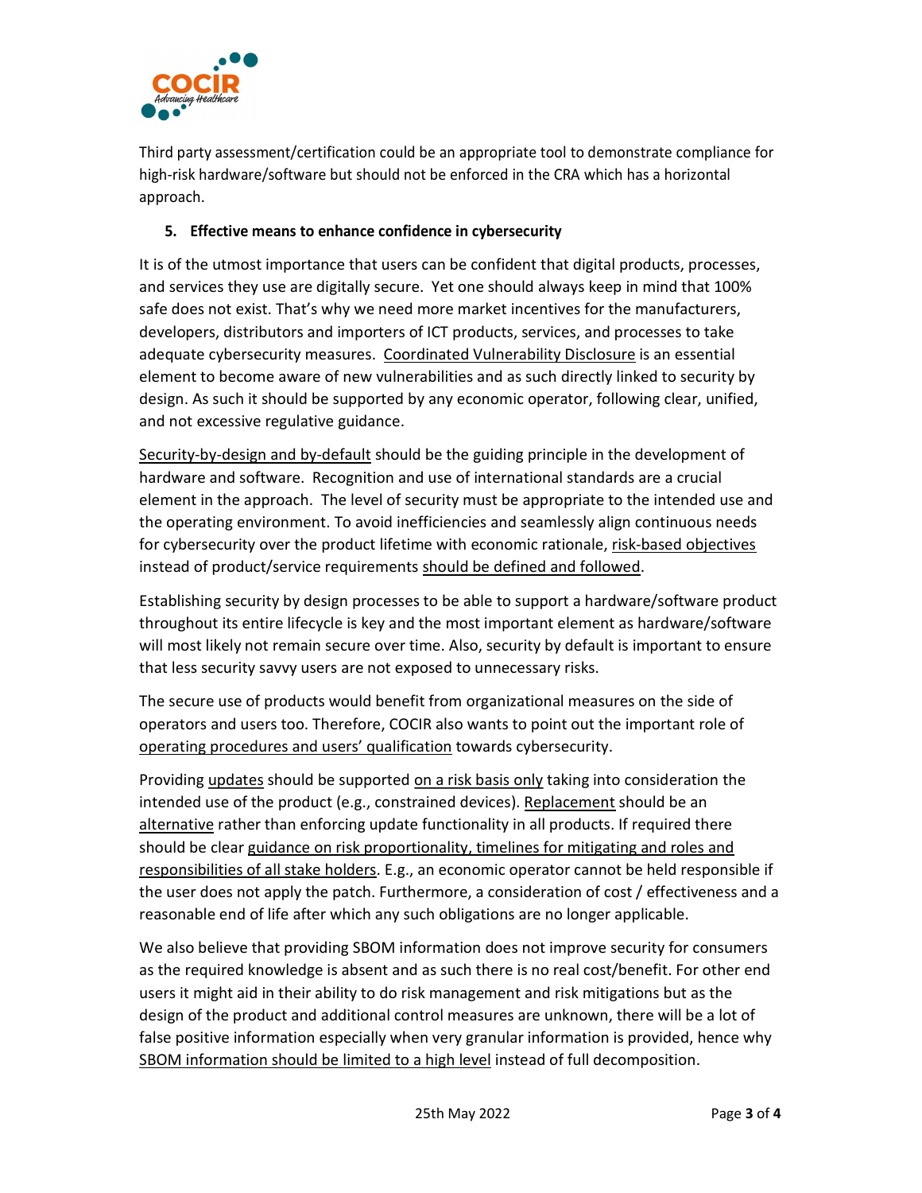Third party assessment/certification could be an appropriate tool to demonstrate compliance for high-risk hardware/software but should not be enforced in the CRA which has a horizontal approach.

## 5. Effective means to enhance confidence in cybersecurity

It is of the utmost importance that users can be confident that digital products, processes, and services they use are digitally secure. Yet one should always keep in mind that 100% safe does not exist. That's why we need more market incentives for the manufacturers, developers, distributors and importers of ICT products, services, and processes to take adequate cybersecurity measures. <u>Coordinated Vulnerability Disclosure</u> is an essential element to become aware of new vulnerabilities and as such directly linked to security by design. As such it should be supported by any economic operator, following clear, unified, and not excessive regulative guidance.

<u>Security-by-design and by-default</u> should be the guiding principle in the development of hardware and software. Recognition and use of international standards are a crucial element in the approach. The level of security must be appropriate to the intended use and the operating environment. To avoid inefficiencies and seamlessly align continuous needs for cybersecurity over the product lifetime with economic rationale, <u>risk-based objectives</u> instead of product/service requirements <u>should be defined and followed</u>.

Establishing security by design processes to be able to support a hardware/software product throughout its entire lifecycle is key and the most important element as hardware/software will most likely not remain secure over time. Also, security by default is important to ensure that less security savvy users are not exposed to unnecessary risks.

The secure use of products would benefit from organizational measures on the side of operators and users too. Therefore, COCIR also wants to point out the important role of <u>operating procedures and users' qualification</u> towards cybersecurity.

Providing <u>updates</u> should be supported <u>on a risk basis only</u> taking into consideration the intended use of the product (e.g., constrained devices). <u>Replacement</u> should be an <u>alternative</u> rather than enforcing update functionality in all products. If required there should be clear <u>guidance on risk proportionality, timelines for mitigating and roles and responsibilities of all stake holders</u>. E.g., an economic operator cannot be held responsible if the user does not apply the patch. Furthermore, a consideration of cost / effectiveness and a reasonable end of life after which any such obligations are no longer applicable.

We also believe that providing SBOM information does not improve security for consumers as the required knowledge is absent and as such there is no real cost/benefit. For other end users it might aid in their ability to do risk management and risk mitigations but as the design of the product and additional control measures are unknown, there will be a lot of false positive information especially when very granular information is provided, hence why <u>SBOM information should be limited to a high level</u> instead of full decomposition.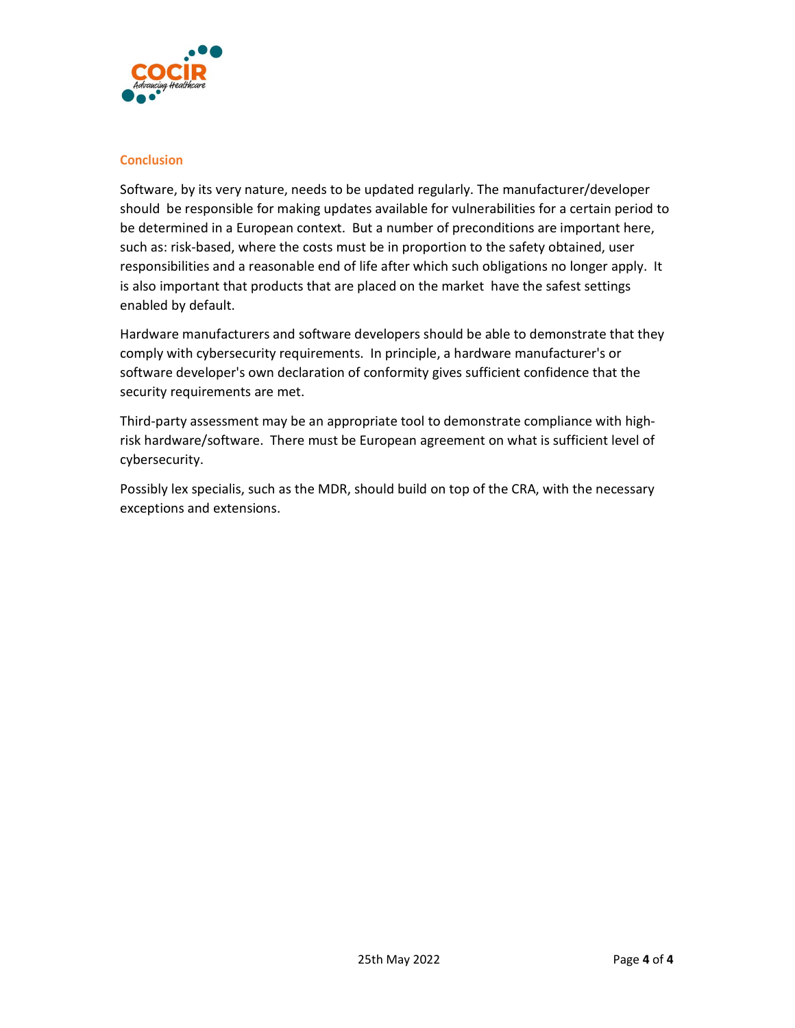## Conclusion

Software, by its very nature, needs to be updated regularly. The manufacturer/developer should be responsible for making updates available for vulnerabilities for a certain period to be determined in a European context. But a number of preconditions are important here, such as: risk-based, where the costs must be in proportion to the safety obtained, user responsibilities and a reasonable end of life after which such obligations no longer apply. It is also important that products that are placed on the market have the safest settings enabled by default.

Hardware manufacturers and software developers should be able to demonstrate that they comply with cybersecurity requirements. In principle, a hardware manufacturer's or software developer's own declaration of conformity gives sufficient confidence that the security requirements are met.

Third-party assessment may be an appropriate tool to demonstrate compliance with high-risk hardware/software. There must be European agreement on what is sufficient level of cybersecurity.

Possibly lex specialis, such as the MDR, should build on top of the CRA, with the necessary exceptions and extensions.